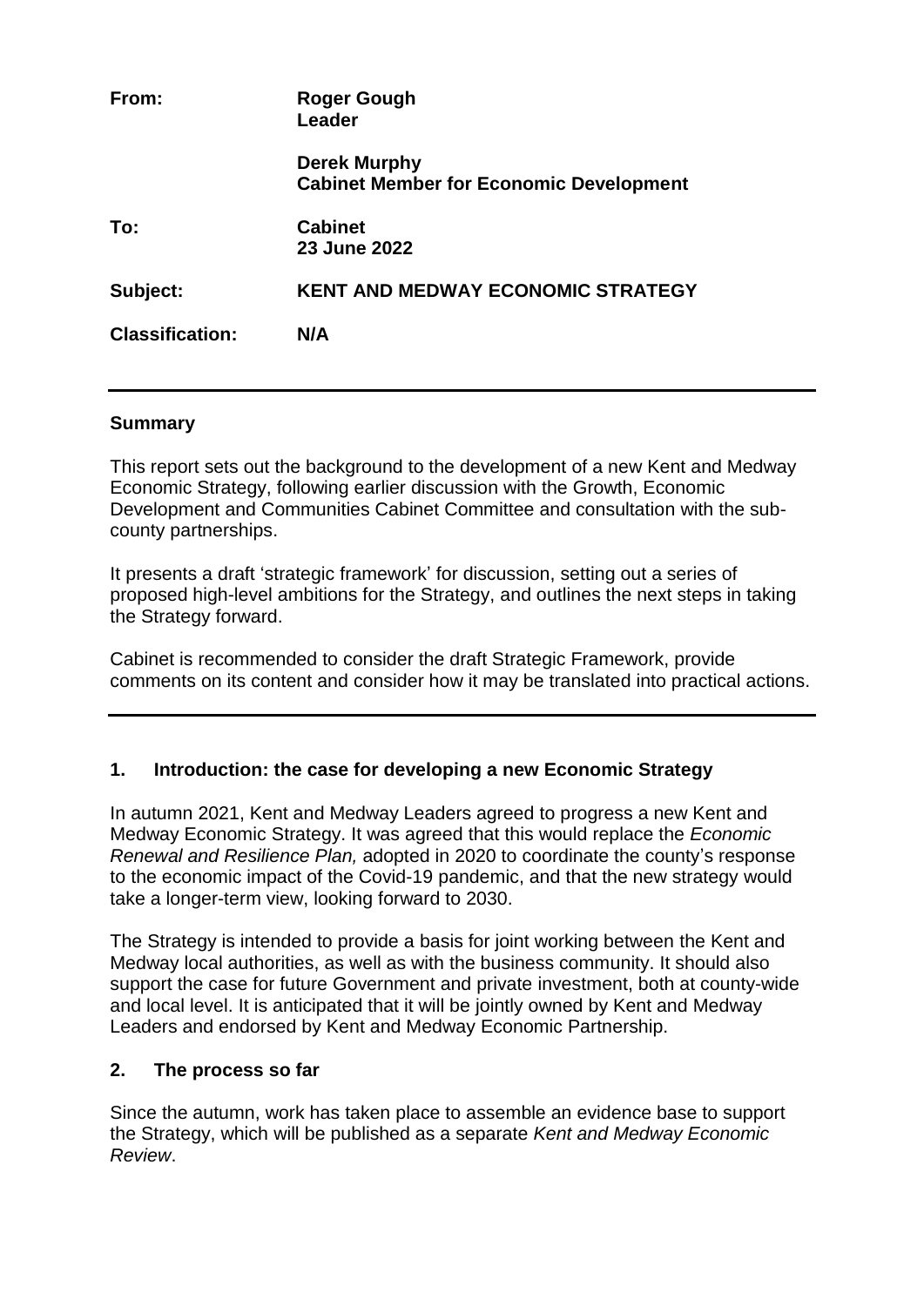| | |
|---|---|
| **From:** | **Roger Gough**<br>**Leader** |
| | **Derek Murphy**<br>**Cabinet Member for Economic Development** |
| **To:** | **Cabinet**<br>**23 June 2022** |
| **Subject:** | **KENT AND MEDWAY ECONOMIC STRATEGY** |
| **Classification:** | **N/A** |

---

**Summary**

This report sets out the background to the development of a new Kent and Medway Economic Strategy, following earlier discussion with the Growth, Economic Development and Communities Cabinet Committee and consultation with the sub-county partnerships.

It presents a draft 'strategic framework' for discussion, setting out a series of proposed high-level ambitions for the Strategy, and outlines the next steps in taking the Strategy forward.

Cabinet is recommended to consider the draft Strategic Framework, provide comments on its content and consider how it may be translated into practical actions.

---

## 1. Introduction: the case for developing a new Economic Strategy

In autumn 2021, Kent and Medway Leaders agreed to progress a new Kent and Medway Economic Strategy. It was agreed that this would replace the *Economic Renewal and Resilience Plan,* adopted in 2020 to coordinate the county's response to the economic impact of the Covid-19 pandemic, and that the new strategy would take a longer-term view, looking forward to 2030.

The Strategy is intended to provide a basis for joint working between the Kent and Medway local authorities, as well as with the business community. It should also support the case for future Government and private investment, both at county-wide and local level. It is anticipated that it will be jointly owned by Kent and Medway Leaders and endorsed by Kent and Medway Economic Partnership.

## 2. The process so far

Since the autumn, work has taken place to assemble an evidence base to support the Strategy, which will be published as a separate *Kent and Medway Economic Review*.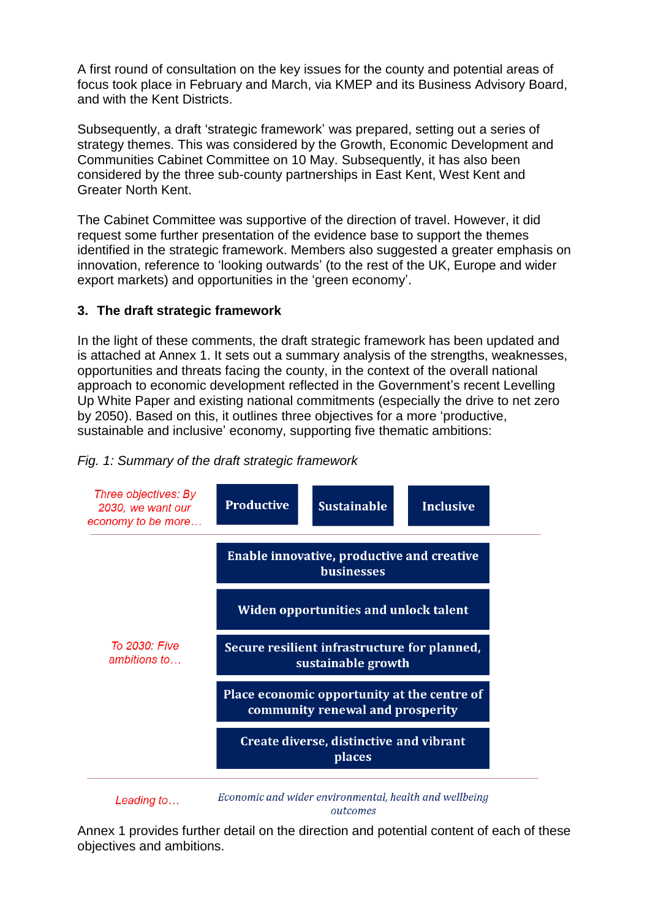A first round of consultation on the key issues for the county and potential areas of focus took place in February and March, via KMEP and its Business Advisory Board, and with the Kent Districts.

Subsequently, a draft 'strategic framework' was prepared, setting out a series of strategy themes. This was considered by the Growth, Economic Development and Communities Cabinet Committee on 10 May. Subsequently, it has also been considered by the three sub-county partnerships in East Kent, West Kent and Greater North Kent.

The Cabinet Committee was supportive of the direction of travel. However, it did request some further presentation of the evidence base to support the themes identified in the strategic framework. Members also suggested a greater emphasis on innovation, reference to 'looking outwards' (to the rest of the UK, Europe and wider export markets) and opportunities in the 'green economy'.

### 3. The draft strategic framework

In the light of these comments, the draft strategic framework has been updated and is attached at Annex 1. It sets out a summary analysis of the strengths, weaknesses, opportunities and threats facing the county, in the context of the overall national approach to economic development reflected in the Government's recent Levelling Up White Paper and existing national commitments (especially the drive to net zero by 2050). Based on this, it outlines three objectives for a more 'productive, sustainable and inclusive' economy, supporting five thematic ambitions:

*Fig. 1: Summary of the draft strategic framework*

*Three objectives: By 2030, we want our economy to be more…*

- **Productive**
- **Sustainable**
- **Inclusive**

*To 2030: Five ambitions to…*

- **Enable innovative, productive and creative businesses**
- **Widen opportunities and unlock talent**
- **Secure resilient infrastructure for planned, sustainable growth**
- **Place economic opportunity at the centre of community renewal and prosperity**
- **Create diverse, distinctive and vibrant places**

*Leading to…*

*Economic and wider environmental, health and wellbeing outcomes*

Annex 1 provides further detail on the direction and potential content of each of these objectives and ambitions.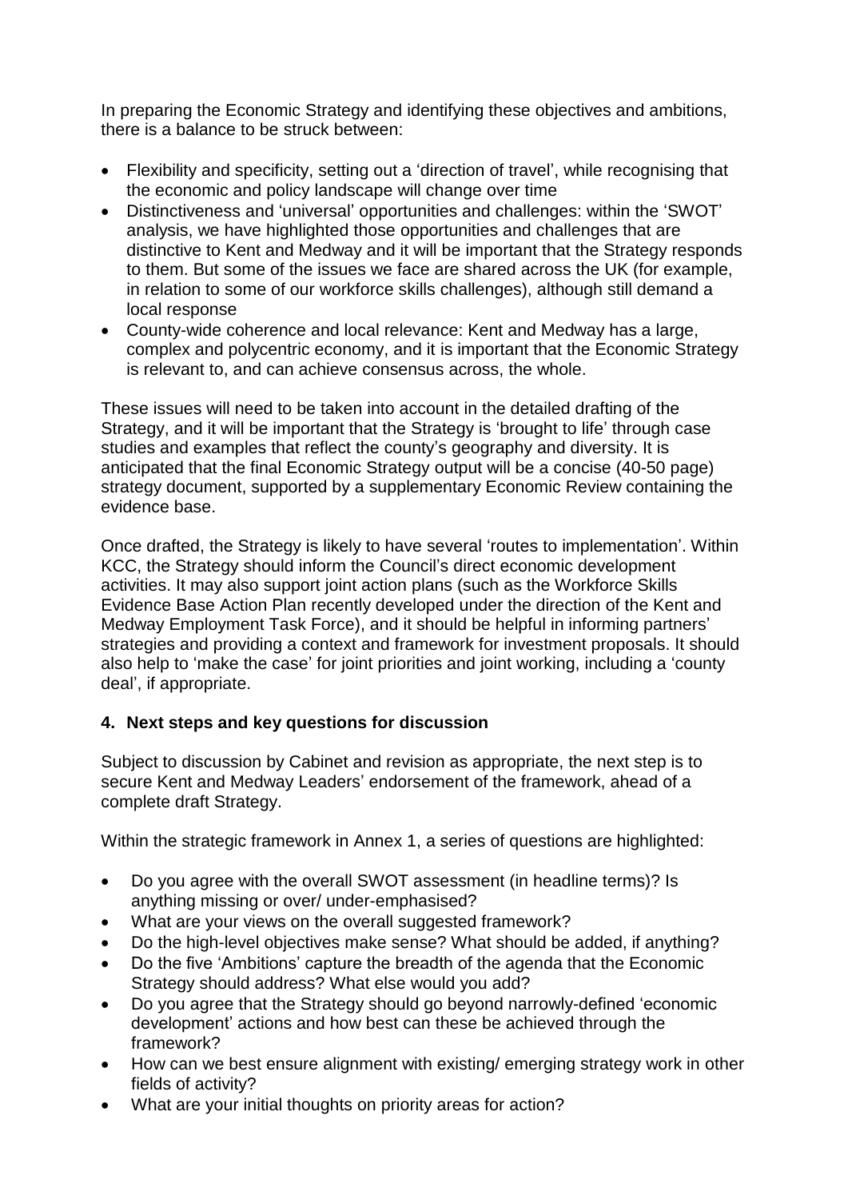In preparing the Economic Strategy and identifying these objectives and ambitions, there is a balance to be struck between:

- Flexibility and specificity, setting out a 'direction of travel', while recognising that the economic and policy landscape will change over time
- Distinctiveness and 'universal' opportunities and challenges: within the 'SWOT' analysis, we have highlighted those opportunities and challenges that are distinctive to Kent and Medway and it will be important that the Strategy responds to them. But some of the issues we face are shared across the UK (for example, in relation to some of our workforce skills challenges), although still demand a local response
- County-wide coherence and local relevance: Kent and Medway has a large, complex and polycentric economy, and it is important that the Economic Strategy is relevant to, and can achieve consensus across, the whole.

These issues will need to be taken into account in the detailed drafting of the Strategy, and it will be important that the Strategy is 'brought to life' through case studies and examples that reflect the county's geography and diversity. It is anticipated that the final Economic Strategy output will be a concise (40-50 page) strategy document, supported by a supplementary Economic Review containing the evidence base.

Once drafted, the Strategy is likely to have several 'routes to implementation'. Within KCC, the Strategy should inform the Council's direct economic development activities. It may also support joint action plans (such as the Workforce Skills Evidence Base Action Plan recently developed under the direction of the Kent and Medway Employment Task Force), and it should be helpful in informing partners' strategies and providing a context and framework for investment proposals. It should also help to 'make the case' for joint priorities and joint working, including a 'county deal', if appropriate.

## 4. Next steps and key questions for discussion

Subject to discussion by Cabinet and revision as appropriate, the next step is to secure Kent and Medway Leaders' endorsement of the framework, ahead of a complete draft Strategy.

Within the strategic framework in Annex 1, a series of questions are highlighted:

- Do you agree with the overall SWOT assessment (in headline terms)? Is anything missing or over/ under-emphasised?
- What are your views on the overall suggested framework?
- Do the high-level objectives make sense? What should be added, if anything?
- Do the five 'Ambitions' capture the breadth of the agenda that the Economic Strategy should address? What else would you add?
- Do you agree that the Strategy should go beyond narrowly-defined 'economic development' actions and how best can these be achieved through the framework?
- How can we best ensure alignment with existing/ emerging strategy work in other fields of activity?
- What are your initial thoughts on priority areas for action?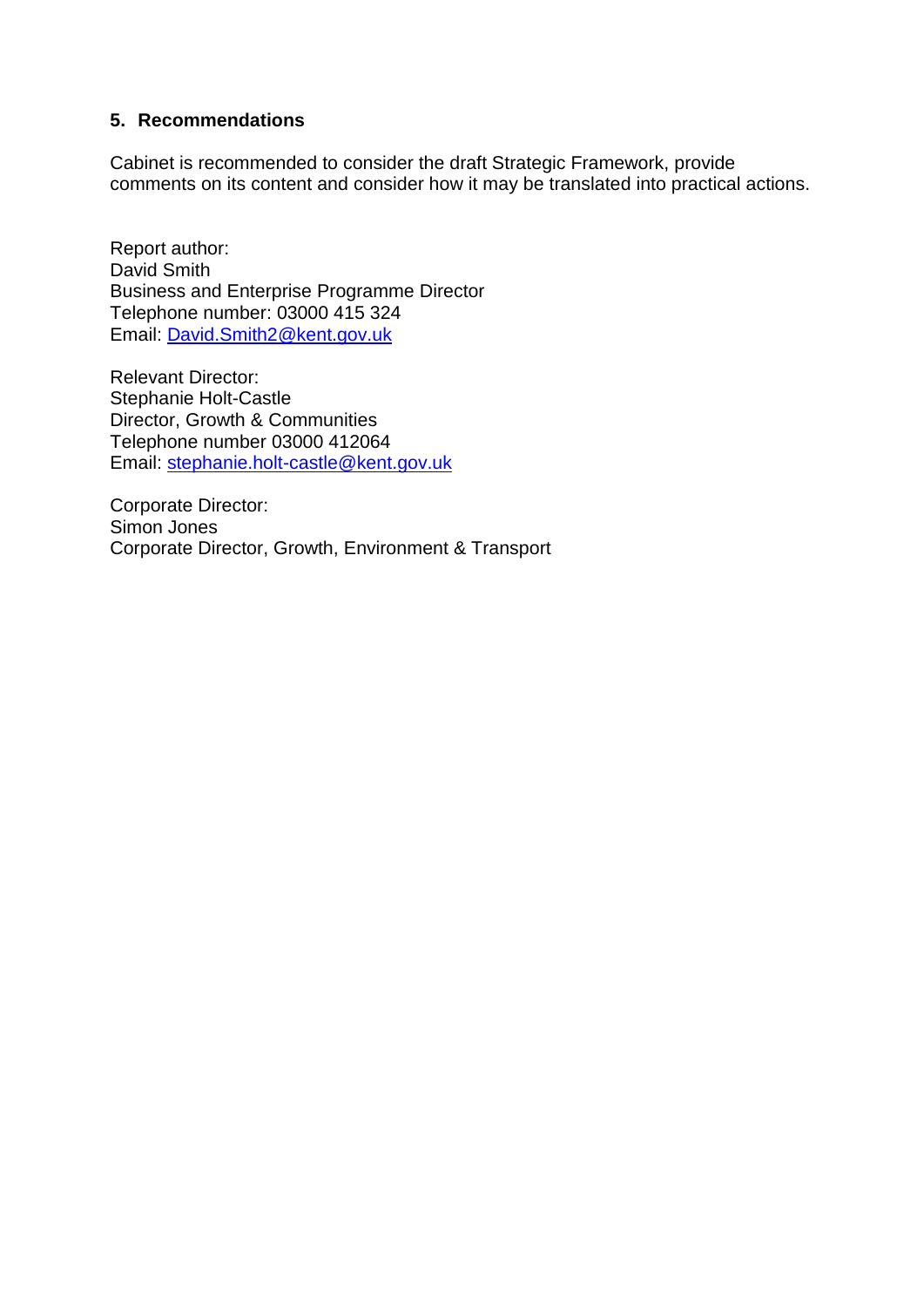## 5. Recommendations

Cabinet is recommended to consider the draft Strategic Framework, provide comments on its content and consider how it may be translated into practical actions.

Report author:
David Smith
Business and Enterprise Programme Director
Telephone number: 03000 415 324
Email: David.Smith2@kent.gov.uk

Relevant Director:
Stephanie Holt-Castle
Director, Growth & Communities
Telephone number 03000 412064
Email: stephanie.holt-castle@kent.gov.uk

Corporate Director:
Simon Jones
Corporate Director, Growth, Environment & Transport